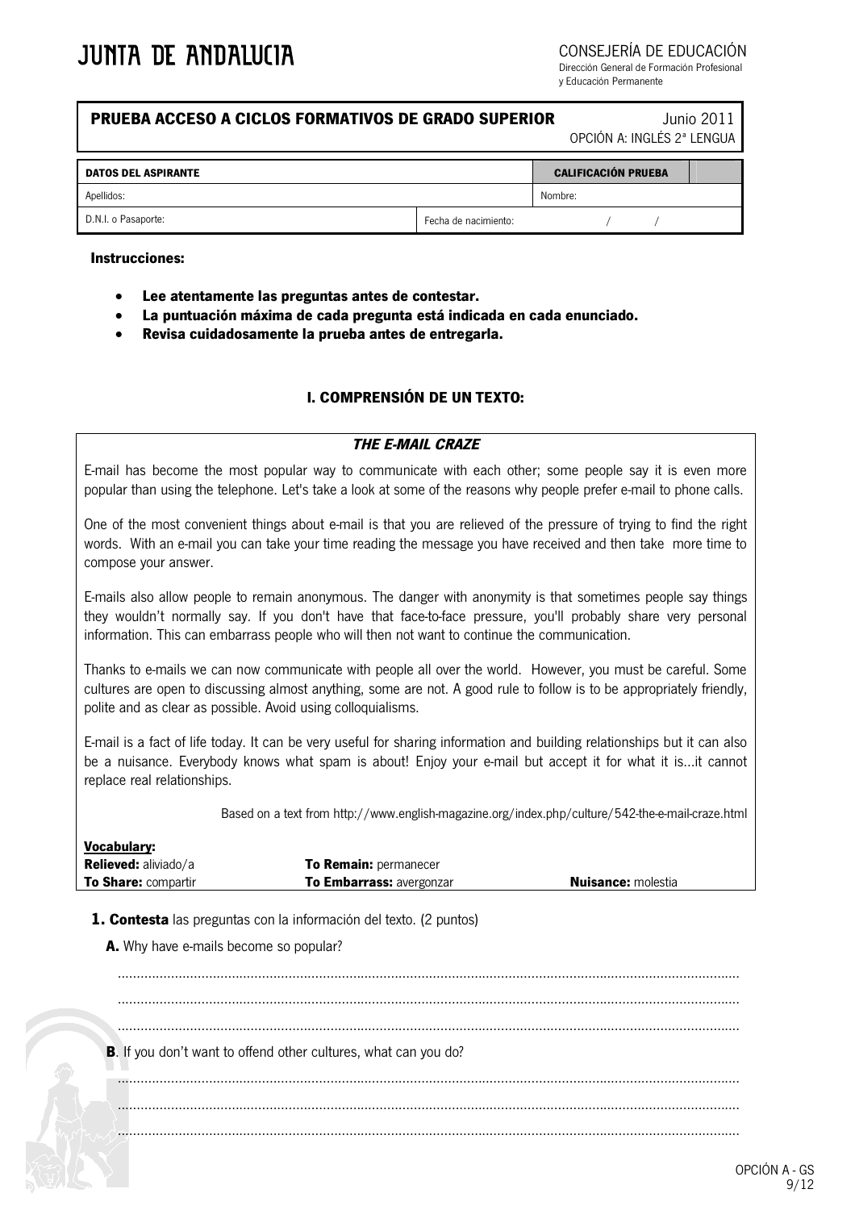# JUNTA DE ANDALUCIA

CONSEJERÍA DE EDUCACIÓN
Dirección General de Formación Profesional
y Educación Permanente

## PRUEBA ACCESO A CICLOS FORMATIVOS DE GRADO SUPERIOR

Junio 2011
OPCIÓN A: INGLÉS 2ª LENGUA

| DATOS DEL ASPIRANTE | | CALIFICACIÓN PRUEBA | |
|---|---|---|---|
| Apellidos: | | Nombre: | |
| D.N.I. o Pasaporte: | Fecha de nacimiento: | / / | |

**Instrucciones:**

- **Lee atentamente las preguntas antes de contestar.**
- **La puntuación máxima de cada pregunta está indicada en cada enunciado.**
- **Revisa cuidadosamente la prueba antes de entregarla.**

### I. COMPRENSIÓN DE UN TEXTO:

***THE E-MAIL CRAZE***

E-mail has become the most popular way to communicate with each other; some people say it is even more popular than using the telephone. Let's take a look at some of the reasons why people prefer e-mail to phone calls.

One of the most convenient things about e-mail is that you are relieved of the pressure of trying to find the right words. With an e-mail you can take your time reading the message you have received and then take more time to compose your answer.

E-mails also allow people to remain anonymous. The danger with anonymity is that sometimes people say things they wouldn't normally say. If you don't have that face-to-face pressure, you'll probably share very personal information. This can embarrass people who will then not want to continue the communication.

Thanks to e-mails we can now communicate with people all over the world. However, you must be careful. Some cultures are open to discussing almost anything, some are not. A good rule to follow is to be appropriately friendly, polite and as clear as possible. Avoid using colloquialisms.

E-mail is a fact of life today. It can be very useful for sharing information and building relationships but it can also be a nuisance. Everybody knows what spam is about! Enjoy your e-mail but accept it for what it is...it cannot replace real relationships.

Based on a text from http://www.english-magazine.org/index.php/culture/542-the-e-mail-craze.html

**Vocabulary:**

**Relieved:** aliviado/a — **To Remain:** permanecer
**To Share:** compartir — **To Embarrass:** avergonzar — **Nuisance:** molestia

**1. Contesta** las preguntas con la información del texto. (2 puntos)

**A.** Why have e-mails become so popular?

..................................................................................................................................................

..................................................................................................................................................

..................................................................................................................................................

**B**. If you don't want to offend other cultures, what can you do?

..................................................................................................................................................

..................................................................................................................................................

..................................................................................................................................................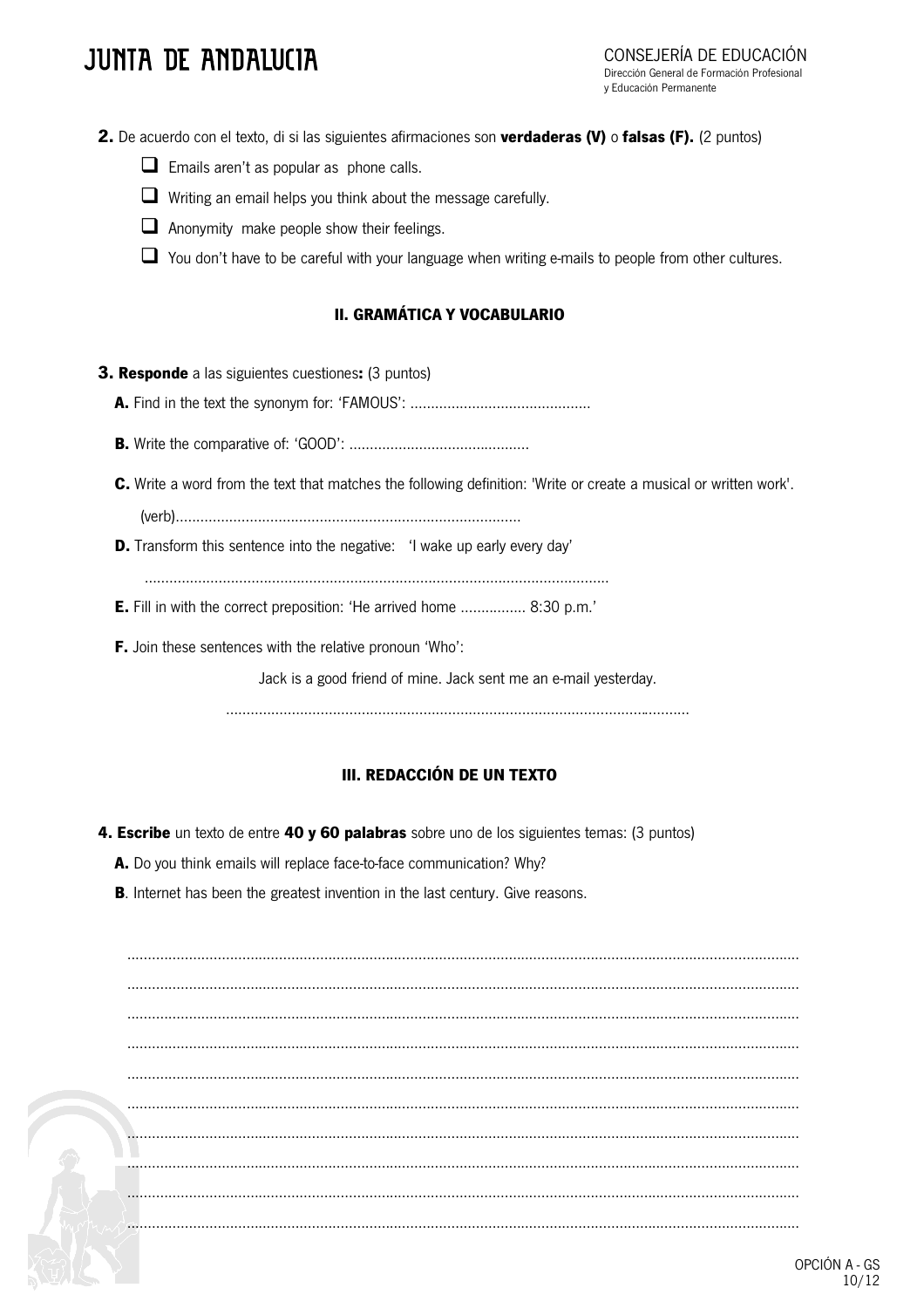**2.** De acuerdo con el texto, di si las siguientes afirmaciones son **verdaderas (V)** o **falsas (F).** (2 puntos)

- ☐ Emails aren't as popular as phone calls.
- ☐ Writing an email helps you think about the message carefully.
- ☐ Anonymity make people show their feelings.
- ☐ You don't have to be careful with your language when writing e-mails to people from other cultures.

## II. GRAMÁTICA Y VOCABULARIO

**3. Responde** a las siguientes cuestiones**:** (3 puntos)

**A.** Find in the text the synonym for: 'FAMOUS': ............................................

**B.** Write the comparative of: 'GOOD': ............................................

**C.** Write a word from the text that matches the following definition: 'Write or create a musical or written work'. (verb)....................................................................................

**D.** Transform this sentence into the negative: 'I wake up early every day'

................................................................................................................

**E.** Fill in with the correct preposition: 'He arrived home ................ 8:30 p.m.'

**F.** Join these sentences with the relative pronoun 'Who':

Jack is a good friend of mine. Jack sent me an e-mail yesterday.

............................................................................................................

## III. REDACCIÓN DE UN TEXTO

**4. Escribe** un texto de entre **40 y 60 palabras** sobre uno de los siguientes temas: (3 puntos)

**A.** Do you think emails will replace face-to-face communication? Why?

**B**. Internet has been the greatest invention in the last century. Give reasons.

................................................................................................................................................................

................................................................................................................................................................

................................................................................................................................................................

................................................................................................................................................................

................................................................................................................................................................

................................................................................................................................................................

................................................................................................................................................................

................................................................................................................................................................

................................................................................................................................................................

................................................................................................................................................................

OPCIÓN A - GS